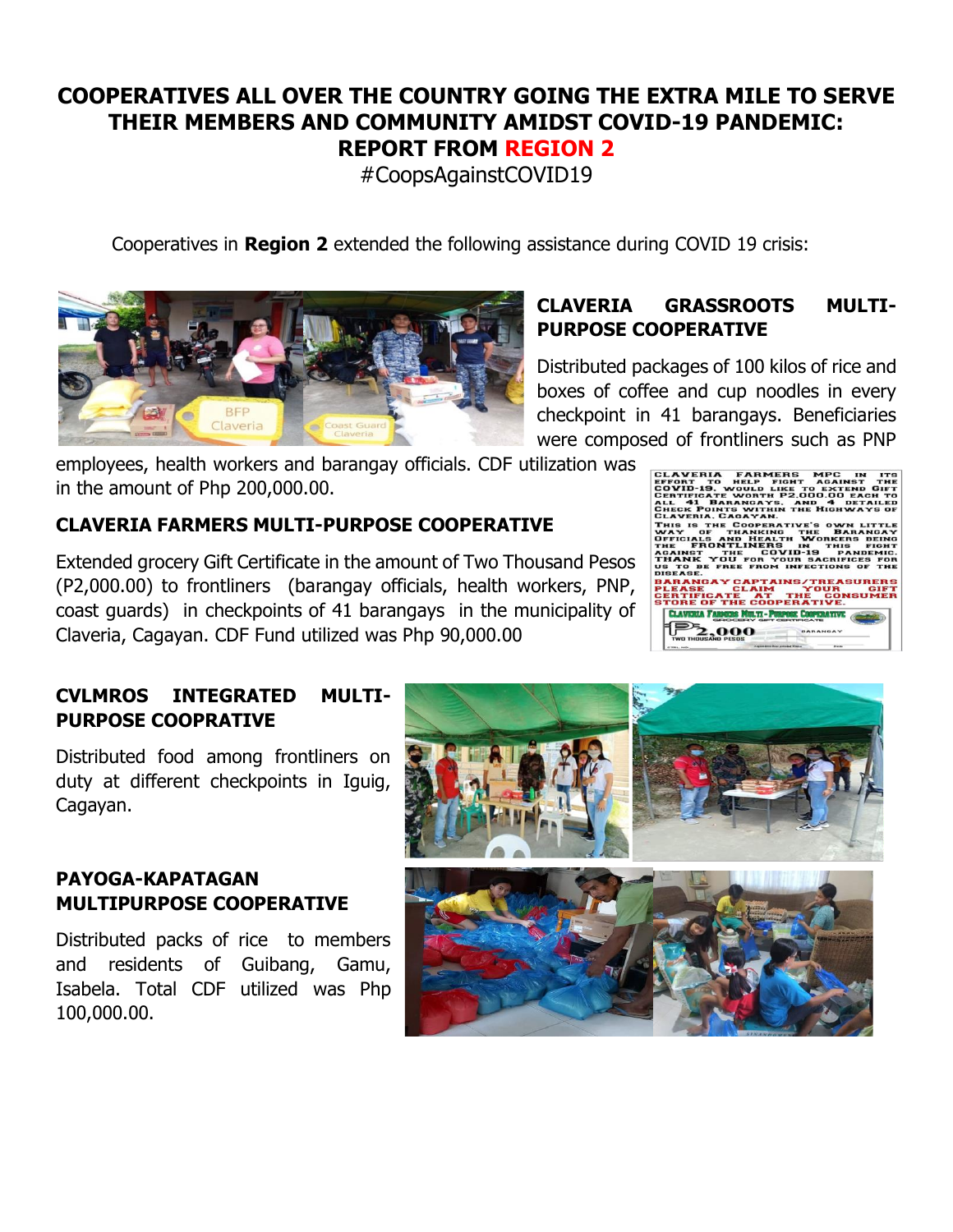# COOPERATIVES ALL OVER THE COUNTRY GOING THE EXTRA MILE TO SERVE THEIR MEMBERS AND COMMUNITY AMIDST COVID-19 PANDEMIC: REPORT FROM REGION 2

#CoopsAgainstCOVID19

Cooperatives in **Region 2** extended the following assistance during COVID 19 crisis:

## CLAVERIA GRASSROOTS MULTI-PURPOSE COOPERATIVE

Distributed packages of 100 kilos of rice and boxes of coffee and cup noodles in every checkpoint in 41 barangays. Beneficiaries were composed of frontliners such as PNP employees, health workers and barangay officials. CDF utilization was in the amount of Php 200,000.00.

## CLAVERIA FARMERS MULTI-PURPOSE COOPERATIVE

Extended grocery Gift Certificate in the amount of Two Thousand Pesos (P2,000.00) to frontliners (barangay officials, health workers, PNP, coast guards) in checkpoints of 41 barangays in the municipality of Claveria, Cagayan. CDF Fund utilized was Php 90,000.00

## CVLMROS INTEGRATED MULTI-PURPOSE COOPRATIVE

Distributed food among frontliners on duty at different checkpoints in Iguig, Cagayan.

## PAYOGA-KAPATAGAN MULTIPURPOSE COOPERATIVE

Distributed packs of rice to members and residents of Guibang, Gamu, Isabela. Total CDF utilized was Php 100,000.00.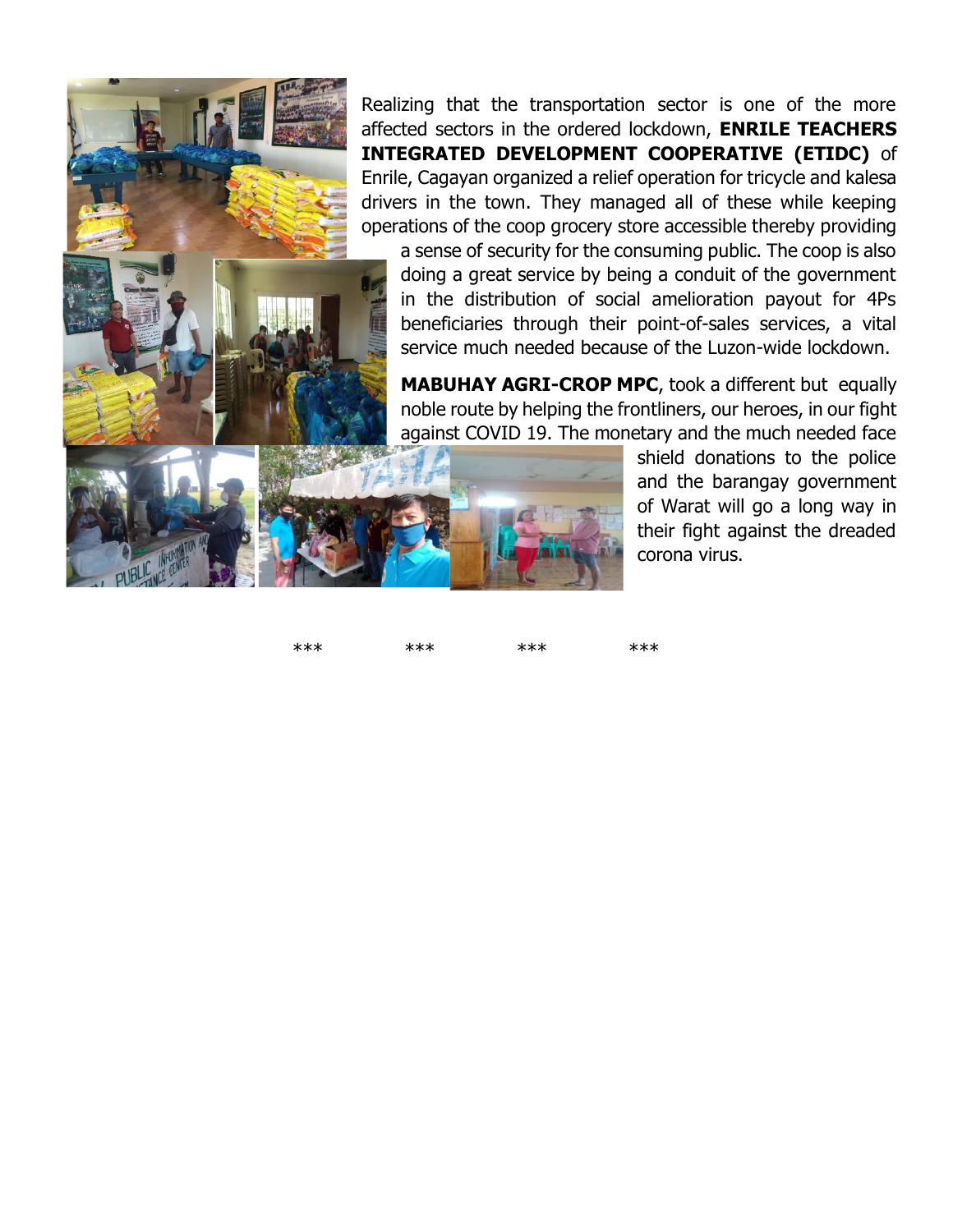Realizing that the transportation sector is one of the more affected sectors in the ordered lockdown, **ENRILE TEACHERS INTEGRATED DEVELOPMENT COOPERATIVE (ETIDC)** of Enrile, Cagayan organized a relief operation for tricycle and kalesa drivers in the town. They managed all of these while keeping operations of the coop grocery store accessible thereby providing a sense of security for the consuming public. The coop is also doing a great service by being a conduit of the government in the distribution of social amelioration payout for 4Ps beneficiaries through their point-of-sales services, a vital service much needed because of the Luzon-wide lockdown.

**MABUHAY AGRI-CROP MPC**, took a different but equally noble route by helping the frontliners, our heroes, in our fight against COVID 19. The monetary and the much needed face shield donations to the police and the barangay government of Warat will go a long way in their fight against the dreaded corona virus.

*** *** *** ***